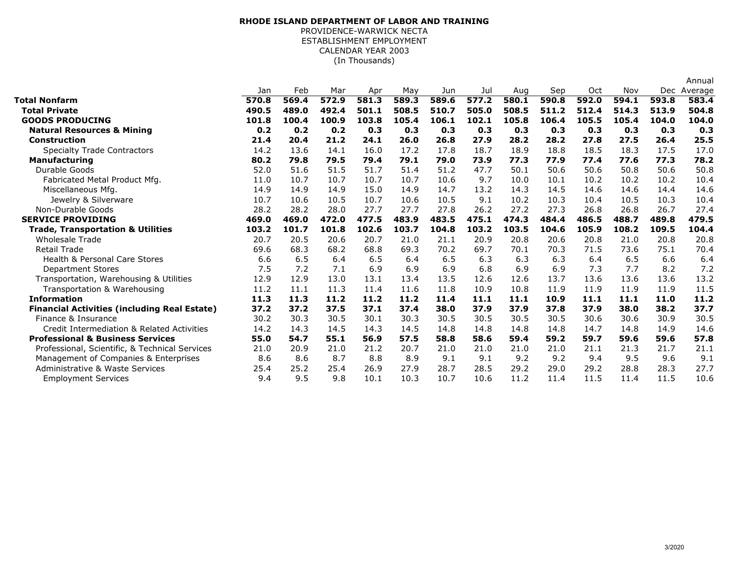**RHODE ISLAND DEPARTMENT OF LABOR AND TRAINING**
PROVIDENCE-WARWICK NECTA
ESTABLISHMENT EMPLOYMENT
CALENDAR YEAR 2003
(In Thousands)

| | Jan | Feb | Mar | Apr | May | Jun | Jul | Aug | Sep | Oct | Nov | Dec | Annual Average |
|---|---|---|---|---|---|---|---|---|---|---|---|---|---|
| **Total Nonfarm** | **570.8** | **569.4** | **572.9** | **581.3** | **589.3** | **589.6** | **577.2** | **580.1** | **590.8** | **592.0** | **594.1** | **593.8** | **583.4** |
| **Total Private** | **490.5** | **489.0** | **492.4** | **501.1** | **508.5** | **510.7** | **505.0** | **508.5** | **511.2** | **512.4** | **514.3** | **513.9** | **504.8** |
| **GOODS PRODUCING** | **101.8** | **100.4** | **100.9** | **103.8** | **105.4** | **106.1** | **102.1** | **105.8** | **106.4** | **105.5** | **105.4** | **104.0** | **104.0** |
| **Natural Resources & Mining** | **0.2** | **0.2** | **0.2** | **0.3** | **0.3** | **0.3** | **0.3** | **0.3** | **0.3** | **0.3** | **0.3** | **0.3** | **0.3** |
| **Construction** | **21.4** | **20.4** | **21.2** | **24.1** | **26.0** | **26.8** | **27.9** | **28.2** | **28.2** | **27.8** | **27.5** | **26.4** | **25.5** |
| Specialty Trade Contractors | 14.2 | 13.6 | 14.1 | 16.0 | 17.2 | 17.8 | 18.7 | 18.9 | 18.8 | 18.5 | 18.3 | 17.5 | 17.0 |
| **Manufacturing** | **80.2** | **79.8** | **79.5** | **79.4** | **79.1** | **79.0** | **73.9** | **77.3** | **77.9** | **77.4** | **77.6** | **77.3** | **78.2** |
| Durable Goods | 52.0 | 51.6 | 51.5 | 51.7 | 51.4 | 51.2 | 47.7 | 50.1 | 50.6 | 50.6 | 50.8 | 50.6 | 50.8 |
| Fabricated Metal Product Mfg. | 11.0 | 10.7 | 10.7 | 10.7 | 10.7 | 10.6 | 9.7 | 10.0 | 10.1 | 10.2 | 10.2 | 10.2 | 10.4 |
| Miscellaneous Mfg. | 14.9 | 14.9 | 14.9 | 15.0 | 14.9 | 14.7 | 13.2 | 14.3 | 14.5 | 14.6 | 14.6 | 14.4 | 14.6 |
| Jewelry & Silverware | 10.7 | 10.6 | 10.5 | 10.7 | 10.6 | 10.5 | 9.1 | 10.2 | 10.3 | 10.4 | 10.5 | 10.3 | 10.4 |
| Non-Durable Goods | 28.2 | 28.2 | 28.0 | 27.7 | 27.7 | 27.8 | 26.2 | 27.2 | 27.3 | 26.8 | 26.8 | 26.7 | 27.4 |
| **SERVICE PROVIDING** | **469.0** | **469.0** | **472.0** | **477.5** | **483.9** | **483.5** | **475.1** | **474.3** | **484.4** | **486.5** | **488.7** | **489.8** | **479.5** |
| **Trade, Transportation & Utilities** | **103.2** | **101.7** | **101.8** | **102.6** | **103.7** | **104.8** | **103.2** | **103.5** | **104.6** | **105.9** | **108.2** | **109.5** | **104.4** |
| Wholesale Trade | 20.7 | 20.5 | 20.6 | 20.7 | 21.0 | 21.1 | 20.9 | 20.8 | 20.6 | 20.8 | 21.0 | 20.8 | 20.8 |
| Retail Trade | 69.6 | 68.3 | 68.2 | 68.8 | 69.3 | 70.2 | 69.7 | 70.1 | 70.3 | 71.5 | 73.6 | 75.1 | 70.4 |
| Health & Personal Care Stores | 6.6 | 6.5 | 6.4 | 6.5 | 6.4 | 6.5 | 6.3 | 6.3 | 6.3 | 6.4 | 6.5 | 6.6 | 6.4 |
| Department Stores | 7.5 | 7.2 | 7.1 | 6.9 | 6.9 | 6.9 | 6.8 | 6.9 | 6.9 | 7.3 | 7.7 | 8.2 | 7.2 |
| Transportation, Warehousing & Utilities | 12.9 | 12.9 | 13.0 | 13.1 | 13.4 | 13.5 | 12.6 | 12.6 | 13.7 | 13.6 | 13.6 | 13.6 | 13.2 |
| Transportation & Warehousing | 11.2 | 11.1 | 11.3 | 11.4 | 11.6 | 11.8 | 10.9 | 10.8 | 11.9 | 11.9 | 11.9 | 11.9 | 11.5 |
| **Information** | **11.3** | **11.3** | **11.2** | **11.2** | **11.2** | **11.4** | **11.1** | **11.1** | **10.9** | **11.1** | **11.1** | **11.0** | **11.2** |
| **Financial Activities (including Real Estate)** | **37.2** | **37.2** | **37.5** | **37.1** | **37.4** | **38.0** | **37.9** | **37.9** | **37.8** | **37.9** | **38.0** | **38.2** | **37.7** |
| Finance & Insurance | 30.2 | 30.3 | 30.5 | 30.1 | 30.3 | 30.5 | 30.5 | 30.5 | 30.5 | 30.6 | 30.6 | 30.9 | 30.5 |
| Credit Intermediation & Related Activities | 14.2 | 14.3 | 14.5 | 14.3 | 14.5 | 14.8 | 14.8 | 14.8 | 14.8 | 14.7 | 14.8 | 14.9 | 14.6 |
| **Professional & Business Services** | **55.0** | **54.7** | **55.1** | **56.9** | **57.5** | **58.8** | **58.6** | **59.4** | **59.2** | **59.7** | **59.6** | **59.6** | **57.8** |
| Professional, Scientific, & Technical Services | 21.0 | 20.9 | 21.0 | 21.2 | 20.7 | 21.0 | 21.0 | 21.0 | 21.0 | 21.1 | 21.3 | 21.7 | 21.1 |
| Management of Companies & Enterprises | 8.6 | 8.6 | 8.7 | 8.8 | 8.9 | 9.1 | 9.1 | 9.2 | 9.2 | 9.4 | 9.5 | 9.6 | 9.1 |
| Administrative & Waste Services | 25.4 | 25.2 | 25.4 | 26.9 | 27.9 | 28.7 | 28.5 | 29.2 | 29.0 | 29.2 | 28.8 | 28.3 | 27.7 |
| Employment Services | 9.4 | 9.5 | 9.8 | 10.1 | 10.3 | 10.7 | 10.6 | 11.2 | 11.4 | 11.5 | 11.4 | 11.5 | 10.6 |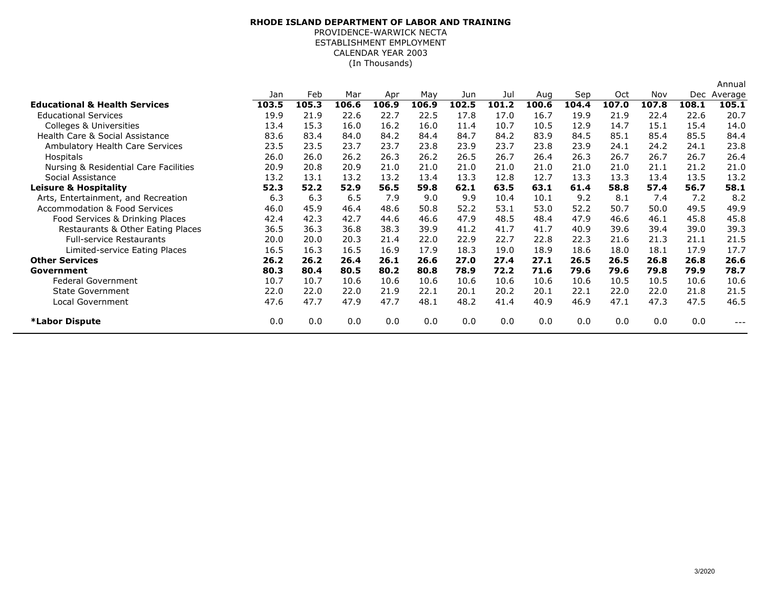**RHODE ISLAND DEPARTMENT OF LABOR AND TRAINING**
PROVIDENCE-WARWICK NECTA
ESTABLISHMENT EMPLOYMENT
CALENDAR YEAR 2003
(In Thousands)

| | Jan | Feb | Mar | Apr | May | Jun | Jul | Aug | Sep | Oct | Nov | Dec | Annual Average |
|---|---|---|---|---|---|---|---|---|---|---|---|---|---|
| **Educational & Health Services** | **103.5** | **105.3** | **106.6** | **106.9** | **106.9** | **102.5** | **101.2** | **100.6** | **104.4** | **107.0** | **107.8** | **108.1** | **105.1** |
| Educational Services | 19.9 | 21.9 | 22.6 | 22.7 | 22.5 | 17.8 | 17.0 | 16.7 | 19.9 | 21.9 | 22.4 | 22.6 | 20.7 |
| Colleges & Universities | 13.4 | 15.3 | 16.0 | 16.2 | 16.0 | 11.4 | 10.7 | 10.5 | 12.9 | 14.7 | 15.1 | 15.4 | 14.0 |
| Health Care & Social Assistance | 83.6 | 83.4 | 84.0 | 84.2 | 84.4 | 84.7 | 84.2 | 83.9 | 84.5 | 85.1 | 85.4 | 85.5 | 84.4 |
| Ambulatory Health Care Services | 23.5 | 23.5 | 23.7 | 23.7 | 23.8 | 23.9 | 23.7 | 23.8 | 23.9 | 24.1 | 24.2 | 24.1 | 23.8 |
| Hospitals | 26.0 | 26.0 | 26.2 | 26.3 | 26.2 | 26.5 | 26.7 | 26.4 | 26.3 | 26.7 | 26.7 | 26.7 | 26.4 |
| Nursing & Residential Care Facilities | 20.9 | 20.8 | 20.9 | 21.0 | 21.0 | 21.0 | 21.0 | 21.0 | 21.0 | 21.0 | 21.1 | 21.2 | 21.0 |
| Social Assistance | 13.2 | 13.1 | 13.2 | 13.2 | 13.4 | 13.3 | 12.8 | 12.7 | 13.3 | 13.3 | 13.4 | 13.5 | 13.2 |
| **Leisure & Hospitality** | **52.3** | **52.2** | **52.9** | **56.5** | **59.8** | **62.1** | **63.5** | **63.1** | **61.4** | **58.8** | **57.4** | **56.7** | **58.1** |
| Arts, Entertainment, and Recreation | 6.3 | 6.3 | 6.5 | 7.9 | 9.0 | 9.9 | 10.4 | 10.1 | 9.2 | 8.1 | 7.4 | 7.2 | 8.2 |
| Accommodation & Food Services | 46.0 | 45.9 | 46.4 | 48.6 | 50.8 | 52.2 | 53.1 | 53.0 | 52.2 | 50.7 | 50.0 | 49.5 | 49.9 |
| Food Services & Drinking Places | 42.4 | 42.3 | 42.7 | 44.6 | 46.6 | 47.9 | 48.5 | 48.4 | 47.9 | 46.6 | 46.1 | 45.8 | 45.8 |
| Restaurants & Other Eating Places | 36.5 | 36.3 | 36.8 | 38.3 | 39.9 | 41.2 | 41.7 | 41.7 | 40.9 | 39.6 | 39.4 | 39.0 | 39.3 |
| Full-service Restaurants | 20.0 | 20.0 | 20.3 | 21.4 | 22.0 | 22.9 | 22.7 | 22.8 | 22.3 | 21.6 | 21.3 | 21.1 | 21.5 |
| Limited-service Eating Places | 16.5 | 16.3 | 16.5 | 16.9 | 17.9 | 18.3 | 19.0 | 18.9 | 18.6 | 18.0 | 18.1 | 17.9 | 17.7 |
| **Other Services** | **26.2** | **26.2** | **26.4** | **26.1** | **26.6** | **27.0** | **27.4** | **27.1** | **26.5** | **26.5** | **26.8** | **26.8** | **26.6** |
| **Government** | **80.3** | **80.4** | **80.5** | **80.2** | **80.8** | **78.9** | **72.2** | **71.6** | **79.6** | **79.6** | **79.8** | **79.9** | **78.7** |
| Federal Government | 10.7 | 10.7 | 10.6 | 10.6 | 10.6 | 10.6 | 10.6 | 10.6 | 10.6 | 10.5 | 10.5 | 10.6 | 10.6 |
| State Government | 22.0 | 22.0 | 22.0 | 21.9 | 22.1 | 20.1 | 20.2 | 20.1 | 22.1 | 22.0 | 22.0 | 21.8 | 21.5 |
| Local Government | 47.6 | 47.7 | 47.9 | 47.7 | 48.1 | 48.2 | 41.4 | 40.9 | 46.9 | 47.1 | 47.3 | 47.5 | 46.5 |
| **\*Labor Dispute** | 0.0 | 0.0 | 0.0 | 0.0 | 0.0 | 0.0 | 0.0 | 0.0 | 0.0 | 0.0 | 0.0 | 0.0 | --- |

3/2020